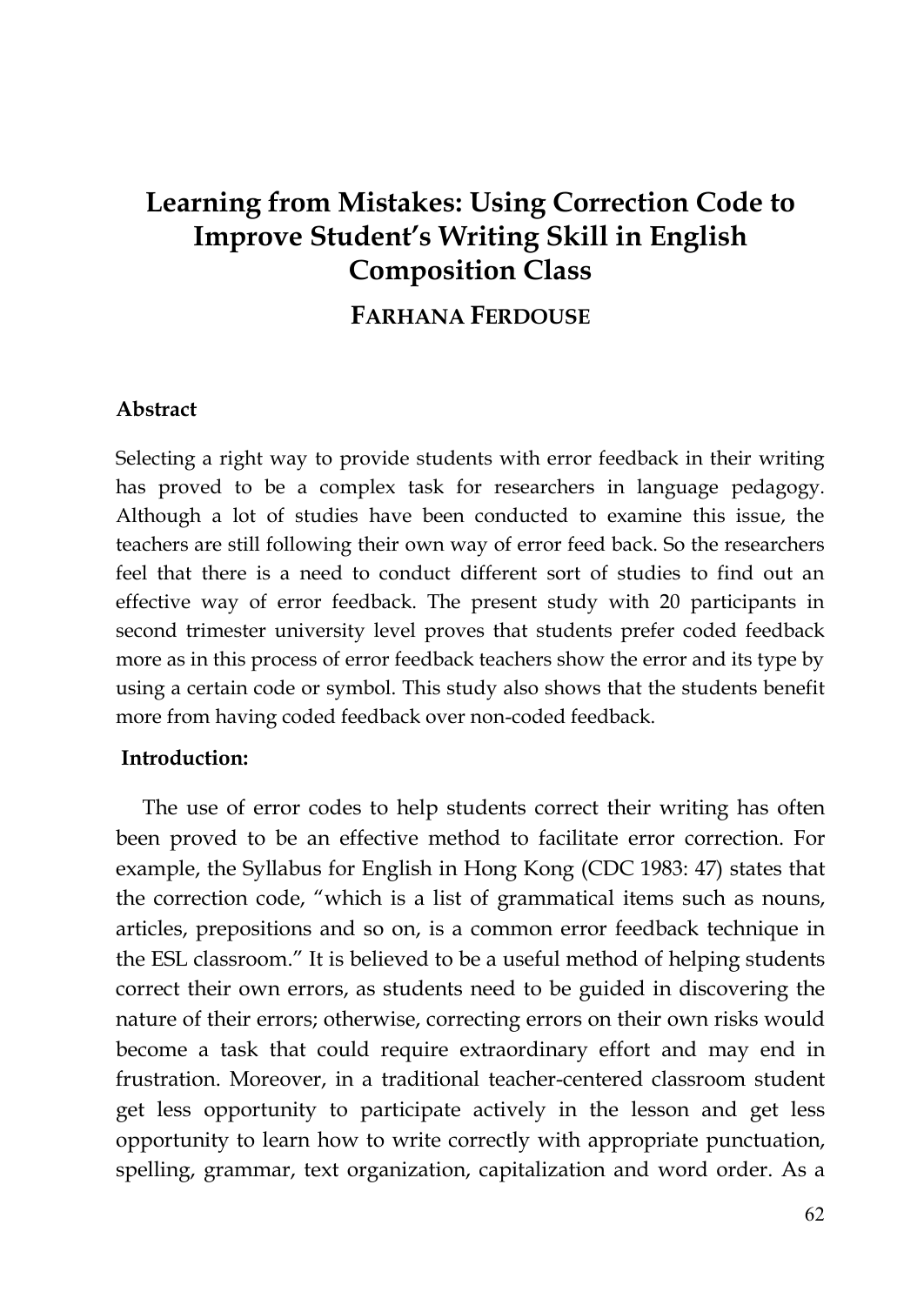# Learning from Mistakes: Using Correction Code to Improve Student's Writing Skill in English Composition Class

**FARHANA FERDOUSE**

## Abstract

Selecting a right way to provide students with error feedback in their writing has proved to be a complex task for researchers in language pedagogy. Although a lot of studies have been conducted to examine this issue, the teachers are still following their own way of error feed back. So the researchers feel that there is a need to conduct different sort of studies to find out an effective way of error feedback. The present study with 20 participants in second trimester university level proves that students prefer coded feedback more as in this process of error feedback teachers show the error and its type by using a certain code or symbol. This study also shows that the students benefit more from having coded feedback over non-coded feedback.

## Introduction:

The use of error codes to help students correct their writing has often been proved to be an effective method to facilitate error correction. For example, the Syllabus for English in Hong Kong (CDC 1983: 47) states that the correction code, "which is a list of grammatical items such as nouns, articles, prepositions and so on, is a common error feedback technique in the ESL classroom." It is believed to be a useful method of helping students correct their own errors, as students need to be guided in discovering the nature of their errors; otherwise, correcting errors on their own risks would become a task that could require extraordinary effort and may end in frustration. Moreover, in a traditional teacher-centered classroom student get less opportunity to participate actively in the lesson and get less opportunity to learn how to write correctly with appropriate punctuation, spelling, grammar, text organization, capitalization and word order. As a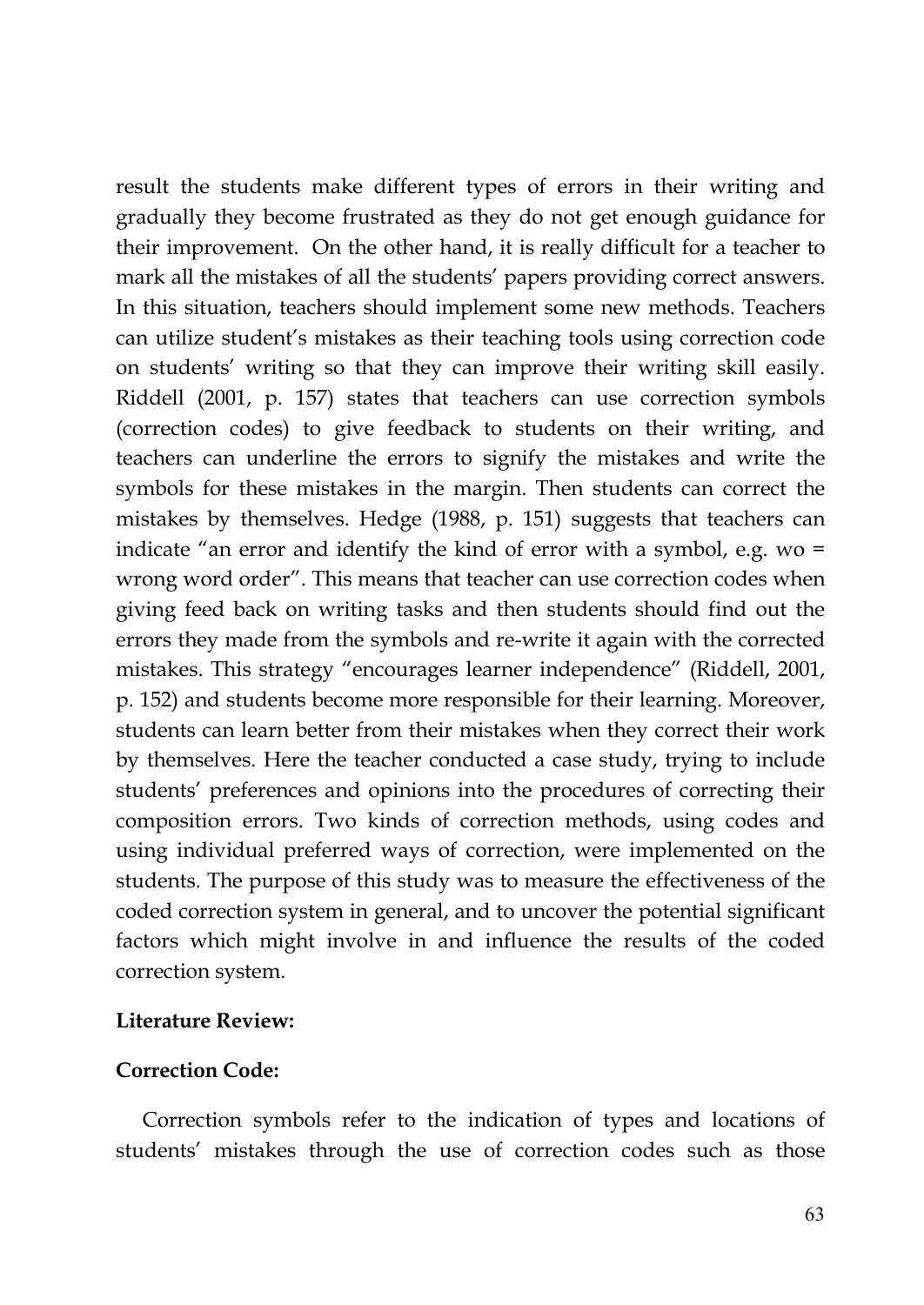result the students make different types of errors in their writing and gradually they become frustrated as they do not get enough guidance for their improvement. On the other hand, it is really difficult for a teacher to mark all the mistakes of all the students' papers providing correct answers. In this situation, teachers should implement some new methods. Teachers can utilize student's mistakes as their teaching tools using correction code on students' writing so that they can improve their writing skill easily. Riddell (2001, p. 157) states that teachers can use correction symbols (correction codes) to give feedback to students on their writing, and teachers can underline the errors to signify the mistakes and write the symbols for these mistakes in the margin. Then students can correct the mistakes by themselves. Hedge (1988, p. 151) suggests that teachers can indicate "an error and identify the kind of error with a symbol, e.g. wo = wrong word order". This means that teacher can use correction codes when giving feed back on writing tasks and then students should find out the errors they made from the symbols and re-write it again with the corrected mistakes. This strategy "encourages learner independence" (Riddell, 2001, p. 152) and students become more responsible for their learning. Moreover, students can learn better from their mistakes when they correct their work by themselves. Here the teacher conducted a case study, trying to include students' preferences and opinions into the procedures of correcting their composition errors. Two kinds of correction methods, using codes and using individual preferred ways of correction, were implemented on the students. The purpose of this study was to measure the effectiveness of the coded correction system in general, and to uncover the potential significant factors which might involve in and influence the results of the coded correction system.

## Literature Review:

### Correction Code:

Correction symbols refer to the indication of types and locations of students' mistakes through the use of correction codes such as those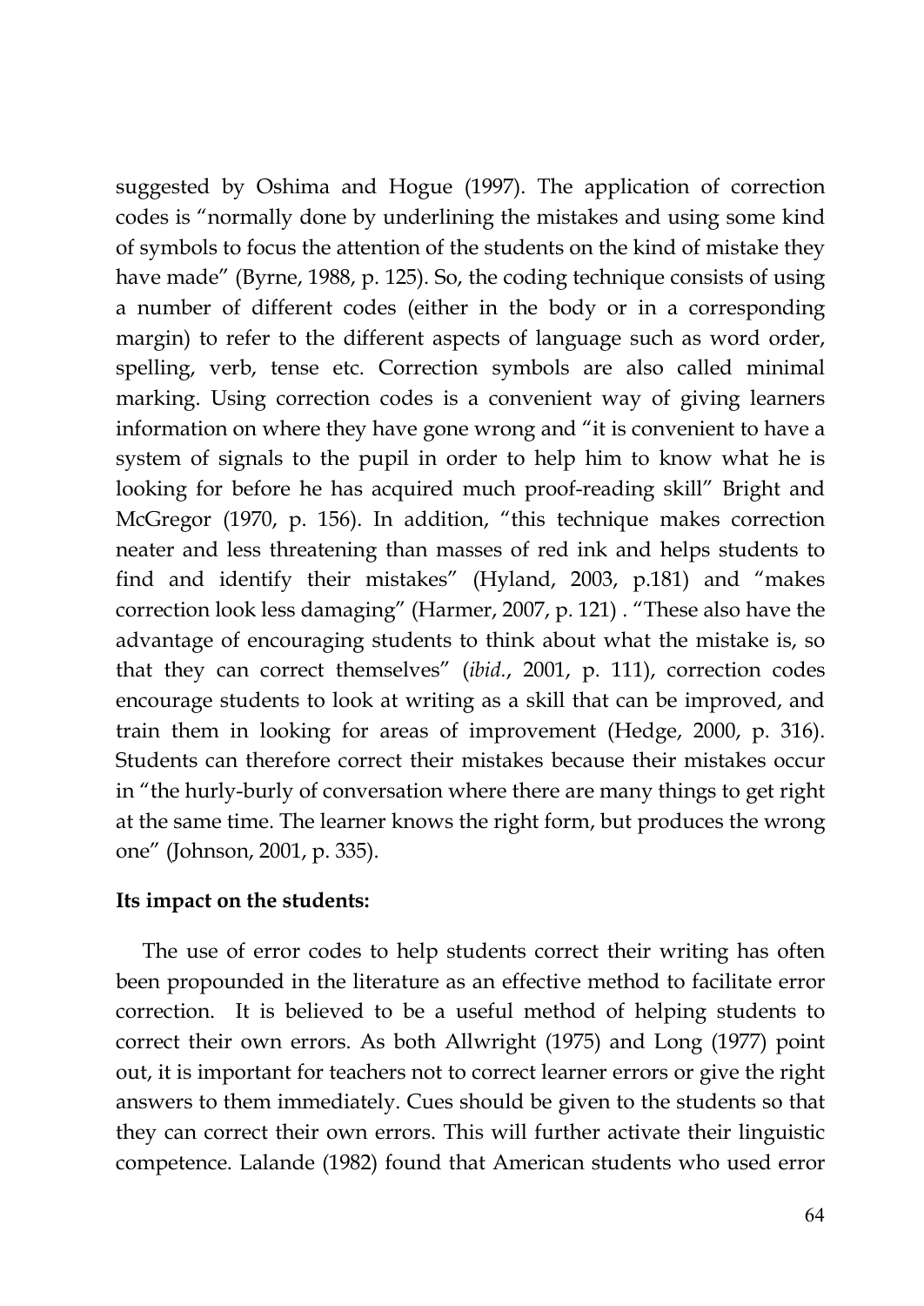suggested by Oshima and Hogue (1997). The application of correction codes is "normally done by underlining the mistakes and using some kind of symbols to focus the attention of the students on the kind of mistake they have made" (Byrne, 1988, p. 125). So, the coding technique consists of using a number of different codes (either in the body or in a corresponding margin) to refer to the different aspects of language such as word order, spelling, verb, tense etc. Correction symbols are also called minimal marking. Using correction codes is a convenient way of giving learners information on where they have gone wrong and "it is convenient to have a system of signals to the pupil in order to help him to know what he is looking for before he has acquired much proof-reading skill" Bright and McGregor (1970, p. 156). In addition, "this technique makes correction neater and less threatening than masses of red ink and helps students to find and identify their mistakes" (Hyland, 2003, p.181) and "makes correction look less damaging" (Harmer, 2007, p. 121) . "These also have the advantage of encouraging students to think about what the mistake is, so that they can correct themselves" (*ibid.*, 2001, p. 111), correction codes encourage students to look at writing as a skill that can be improved, and train them in looking for areas of improvement (Hedge, 2000, p. 316). Students can therefore correct their mistakes because their mistakes occur in "the hurly-burly of conversation where there are many things to get right at the same time. The learner knows the right form, but produces the wrong one" (Johnson, 2001, p. 335).

**Its impact on the students:**

The use of error codes to help students correct their writing has often been propounded in the literature as an effective method to facilitate error correction. It is believed to be a useful method of helping students to correct their own errors. As both Allwright (1975) and Long (1977) point out, it is important for teachers not to correct learner errors or give the right answers to them immediately. Cues should be given to the students so that they can correct their own errors. This will further activate their linguistic competence. Lalande (1982) found that American students who used error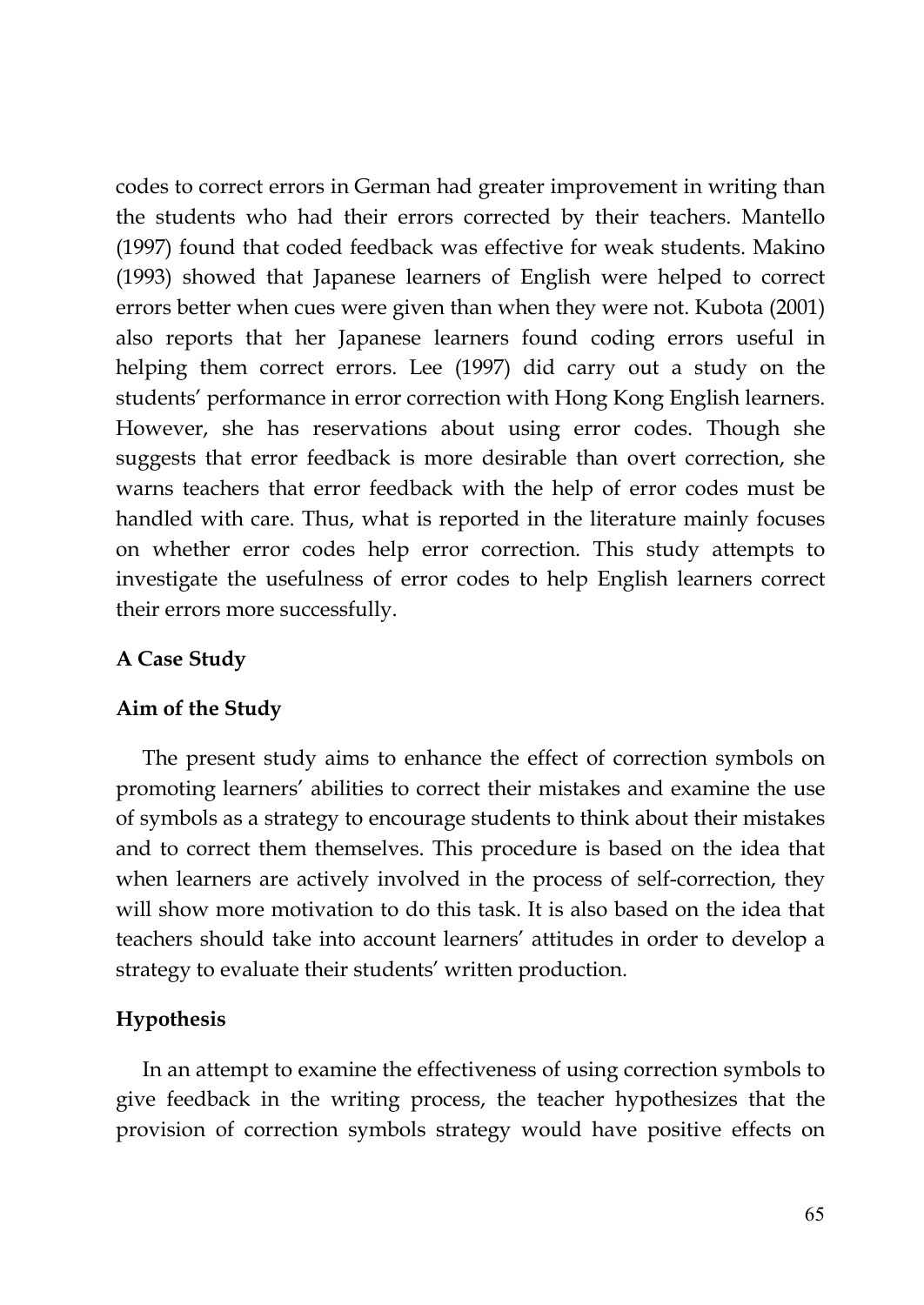codes to correct errors in German had greater improvement in writing than the students who had their errors corrected by their teachers. Mantello (1997) found that coded feedback was effective for weak students. Makino (1993) showed that Japanese learners of English were helped to correct errors better when cues were given than when they were not. Kubota (2001) also reports that her Japanese learners found coding errors useful in helping them correct errors. Lee (1997) did carry out a study on the students' performance in error correction with Hong Kong English learners. However, she has reservations about using error codes. Though she suggests that error feedback is more desirable than overt correction, she warns teachers that error feedback with the help of error codes must be handled with care. Thus, what is reported in the literature mainly focuses on whether error codes help error correction. This study attempts to investigate the usefulness of error codes to help English learners correct their errors more successfully.

## A Case Study

### Aim of the Study

The present study aims to enhance the effect of correction symbols on promoting learners' abilities to correct their mistakes and examine the use of symbols as a strategy to encourage students to think about their mistakes and to correct them themselves. This procedure is based on the idea that when learners are actively involved in the process of self-correction, they will show more motivation to do this task. It is also based on the idea that teachers should take into account learners' attitudes in order to develop a strategy to evaluate their students' written production.

### Hypothesis

In an attempt to examine the effectiveness of using correction symbols to give feedback in the writing process, the teacher hypothesizes that the provision of correction symbols strategy would have positive effects on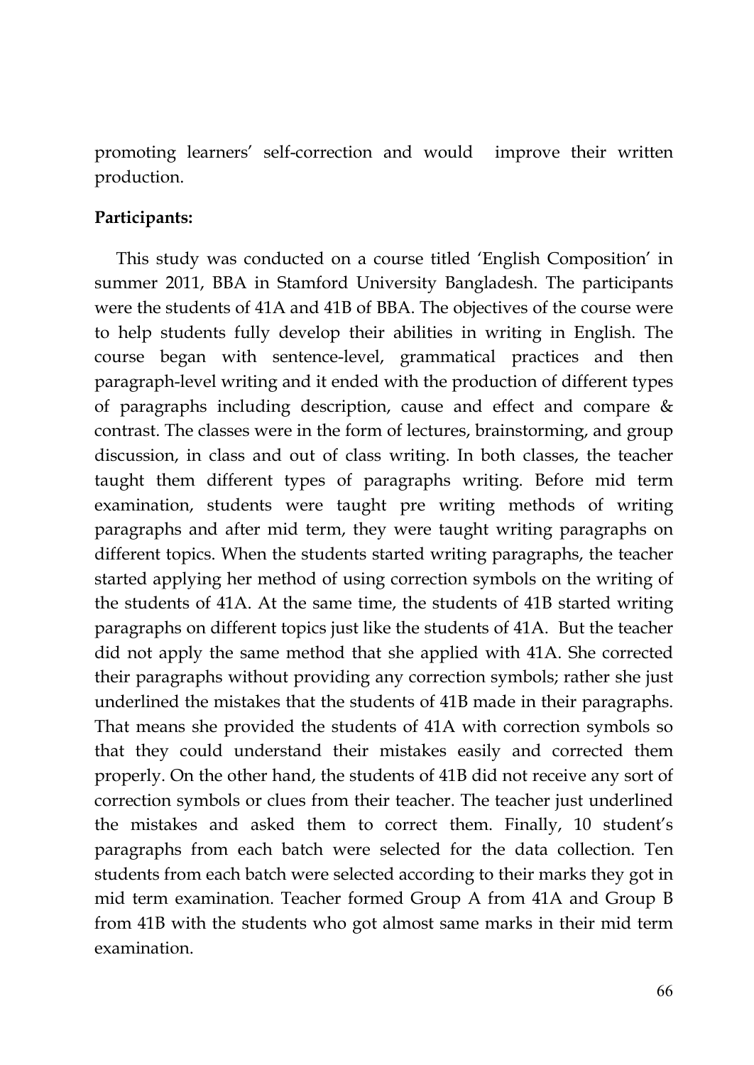promoting learners' self-correction and would improve their written production.

**Participants:**

This study was conducted on a course titled 'English Composition' in summer 2011, BBA in Stamford University Bangladesh. The participants were the students of 41A and 41B of BBA. The objectives of the course were to help students fully develop their abilities in writing in English. The course began with sentence-level, grammatical practices and then paragraph-level writing and it ended with the production of different types of paragraphs including description, cause and effect and compare & contrast. The classes were in the form of lectures, brainstorming, and group discussion, in class and out of class writing. In both classes, the teacher taught them different types of paragraphs writing. Before mid term examination, students were taught pre writing methods of writing paragraphs and after mid term, they were taught writing paragraphs on different topics. When the students started writing paragraphs, the teacher started applying her method of using correction symbols on the writing of the students of 41A. At the same time, the students of 41B started writing paragraphs on different topics just like the students of 41A. But the teacher did not apply the same method that she applied with 41A. She corrected their paragraphs without providing any correction symbols; rather she just underlined the mistakes that the students of 41B made in their paragraphs. That means she provided the students of 41A with correction symbols so that they could understand their mistakes easily and corrected them properly. On the other hand, the students of 41B did not receive any sort of correction symbols or clues from their teacher. The teacher just underlined the mistakes and asked them to correct them. Finally, 10 student's paragraphs from each batch were selected for the data collection. Ten students from each batch were selected according to their marks they got in mid term examination. Teacher formed Group A from 41A and Group B from 41B with the students who got almost same marks in their mid term examination.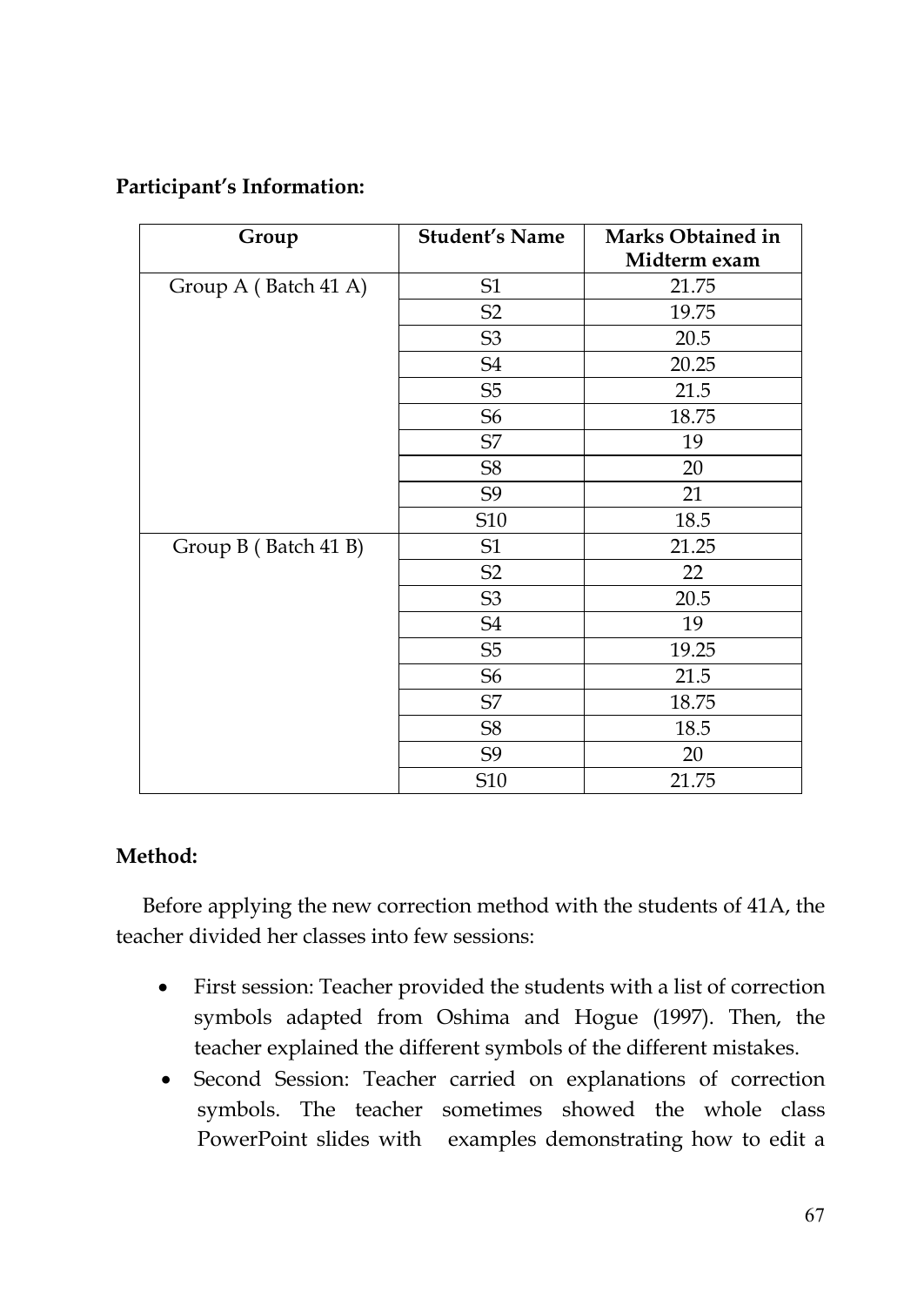**Participant's Information:**

| Group | Student's Name | Marks Obtained in Midterm exam |
|---|---|---|
| Group A ( Batch 41 A) | S1 | 21.75 |
| | S2 | 19.75 |
| | S3 | 20.5 |
| | S4 | 20.25 |
| | S5 | 21.5 |
| | S6 | 18.75 |
| | S7 | 19 |
| | S8 | 20 |
| | S9 | 21 |
| | S10 | 18.5 |
| Group B ( Batch 41 B) | S1 | 21.25 |
| | S2 | 22 |
| | S3 | 20.5 |
| | S4 | 19 |
| | S5 | 19.25 |
| | S6 | 21.5 |
| | S7 | 18.75 |
| | S8 | 18.5 |
| | S9 | 20 |
| | S10 | 21.75 |

**Method:**

Before applying the new correction method with the students of 41A, the teacher divided her classes into few sessions:

- First session: Teacher provided the students with a list of correction symbols adapted from Oshima and Hogue (1997). Then, the teacher explained the different symbols of the different mistakes.
- Second Session: Teacher carried on explanations of correction symbols. The teacher sometimes showed the whole class PowerPoint slides with examples demonstrating how to edit a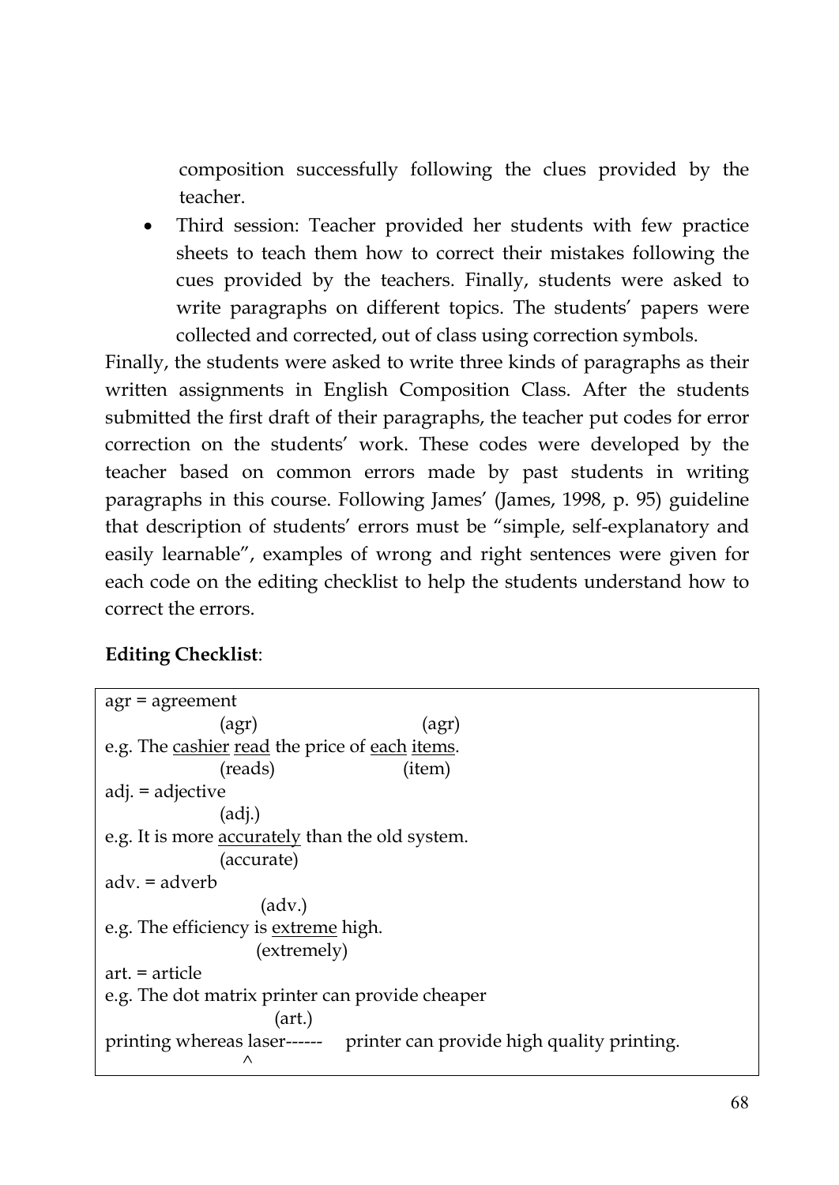composition successfully following the clues provided by the teacher.

- Third session: Teacher provided her students with few practice sheets to teach them how to correct their mistakes following the cues provided by the teachers. Finally, students were asked to write paragraphs on different topics. The students' papers were collected and corrected, out of class using correction symbols.

Finally, the students were asked to write three kinds of paragraphs as their written assignments in English Composition Class. After the students submitted the first draft of their paragraphs, the teacher put codes for error correction on the students' work. These codes were developed by the teacher based on common errors made by past students in writing paragraphs in this course. Following James' (James, 1998, p. 95) guideline that description of students' errors must be "simple, self-explanatory and easily learnable", examples of wrong and right sentences were given for each code on the editing checklist to help the students understand how to correct the errors.

**Editing Checklist**:

```
agr = agreement
                (agr)                    (agr)
e.g. The cashier read the price of each items.
                (reads)                 (item)
adj. = adjective
                (adj.)
e.g. It is more accurately than the old system.
                (accurate)
adv. = adverb
                      (adv.)
e.g. The efficiency is extreme high.
                     (extremely)
art. = article
e.g. The dot matrix printer can provide cheaper
                        (art.)
printing whereas laser------     printer can provide high quality printing.
                  ^
```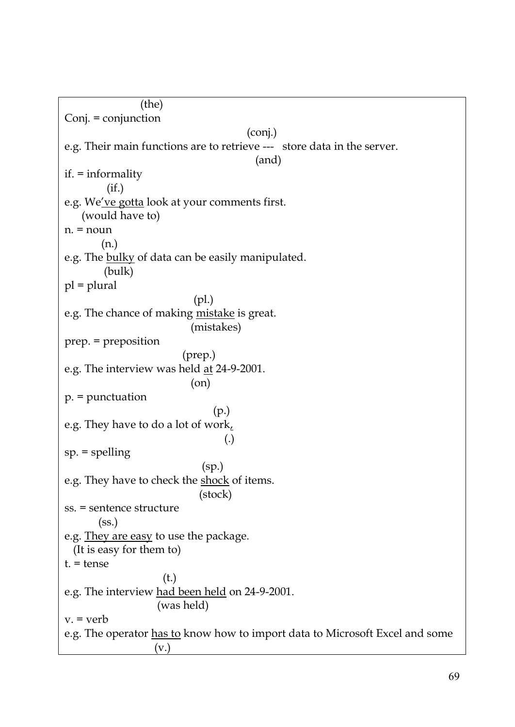(the)

Conj. = conjunction

(conj.)

e.g. Their main functions are to retrieve --- store data in the server.

(and)

if. = informality

(if.)

e.g. We<u>'ve gotta</u> look at your comments first.

(would have to)

n. = noun

(n.)

e.g. The <u>bulky</u> of data can be easily manipulated.

(bulk)

pl = plural

(pl.)

e.g. The chance of making <u>mistake</u> is great.

(mistakes)

prep. = preposition

(prep.)

e.g. The interview was held <u>at</u> 24-9-2001.

(on)

p. = punctuation

(p.)

e.g. They have to do a lot of work<u>,</u>

(.)

sp. = spelling

(sp.)

e.g. They have to check the <u>shock</u> of items.

(stock)

ss. = sentence structure

(ss.)

e.g. <u>They are easy</u> to use the package.

(It is easy for them to)

t. = tense

(t.)

e.g. The interview <u>had been held</u> on 24-9-2001.

(was held)

v. = verb

e.g. The operator <u>has to</u> know how to import data to Microsoft Excel and some

(v.)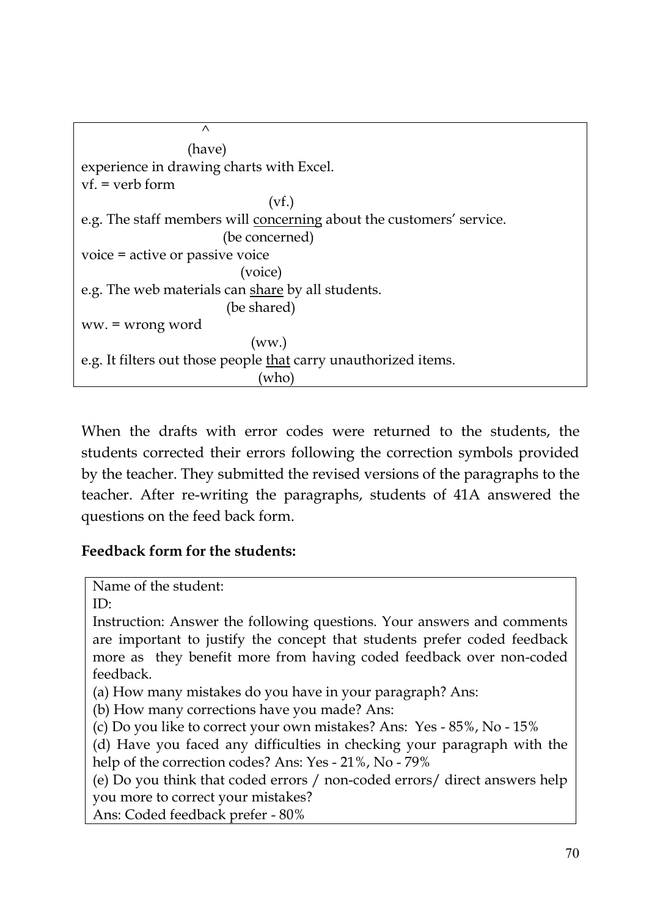^

(have)

experience in drawing charts with Excel.

vf. = verb form

(vf.)

e.g. The staff members will concerning about the customers' service.

(be concerned)

voice = active or passive voice

(voice)

e.g. The web materials can share by all students.

(be shared)

ww. = wrong word

(ww.)

e.g. It filters out those people that carry unauthorized items.

(who)

When the drafts with error codes were returned to the students, the students corrected their errors following the correction symbols provided by the teacher. They submitted the revised versions of the paragraphs to the teacher. After re-writing the paragraphs, students of 41A answered the questions on the feed back form.

**Feedback form for the students:**

Name of the student:

ID:

Instruction: Answer the following questions. Your answers and comments are important to justify the concept that students prefer coded feedback more as they benefit more from having coded feedback over non-coded feedback.

(a) How many mistakes do you have in your paragraph? Ans:

(b) How many corrections have you made? Ans:

(c) Do you like to correct your own mistakes? Ans: Yes - 85%, No - 15%

(d) Have you faced any difficulties in checking your paragraph with the help of the correction codes? Ans: Yes - 21%, No - 79%

(e) Do you think that coded errors / non-coded errors/ direct answers help you more to correct your mistakes?

Ans: Coded feedback prefer - 80%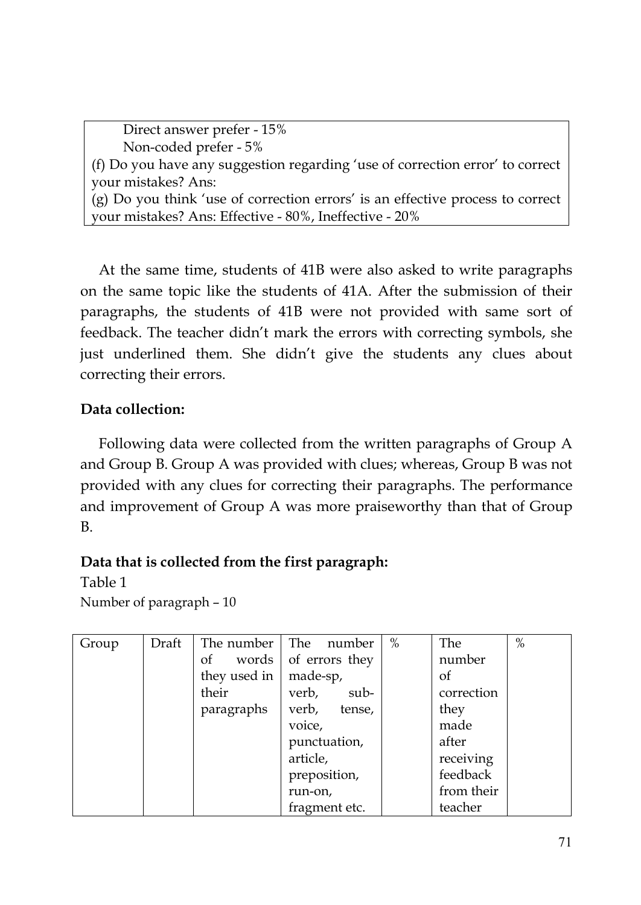| Direct answer prefer - 15%<br>Non-coded prefer - 5%<br>(f) Do you have any suggestion regarding 'use of correction error' to correct your mistakes? Ans:<br>(g) Do you think 'use of correction errors' is an effective process to correct your mistakes? Ans: Effective - 80%, Ineffective - 20% |
|---|

At the same time, students of 41B were also asked to write paragraphs on the same topic like the students of 41A. After the submission of their paragraphs, the students of 41B were not provided with same sort of feedback. The teacher didn't mark the errors with correcting symbols, she just underlined them. She didn't give the students any clues about correcting their errors.

**Data collection:**

Following data were collected from the written paragraphs of Group A and Group B. Group A was provided with clues; whereas, Group B was not provided with any clues for correcting their paragraphs. The performance and improvement of Group A was more praiseworthy than that of Group B.

**Data that is collected from the first paragraph:**

Table 1

Number of paragraph – 10

| Group | Draft | The number of words they used in their paragraphs | The number of errors they made-sp, verb, sub-verb, tense, voice, punctuation, article, preposition, run-on, fragment etc. | % | The number of correction they made after receiving feedback from their teacher | % |
|---|---|---|---|---|---|---|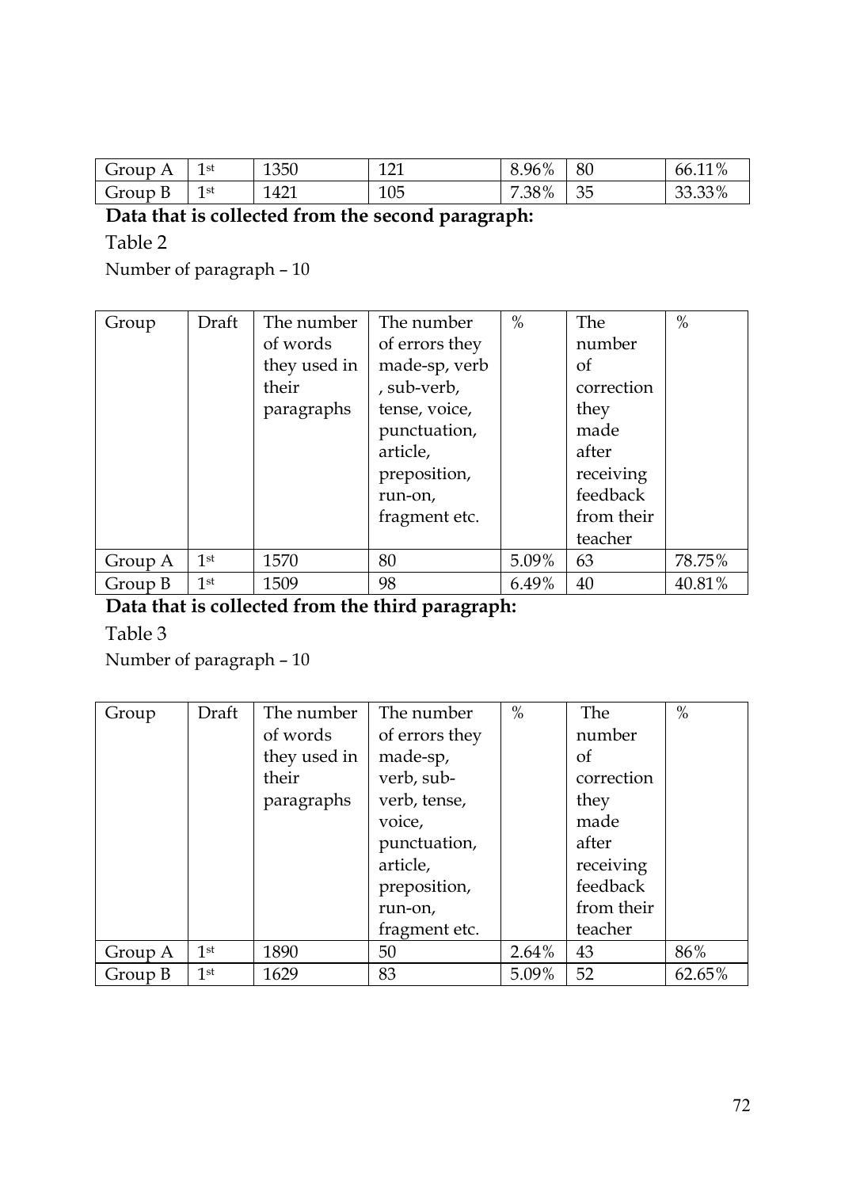| Group A | 1st | 1350 | 121 | 8.96% | 80 | 66.11% |
| --- | --- | --- | --- | --- | --- | --- |
| Group B | 1st | 1421 | 105 | 7.38% | 35 | 33.33% |

**Data that is collected from the second paragraph:**

Table 2

Number of paragraph – 10

| Group | Draft | The number of words they used in their paragraphs | The number of errors they made-sp, verb , sub-verb, tense, voice, punctuation, article, preposition, run-on, fragment etc. | % | The number of correction they made after receiving feedback from their teacher | % |
| --- | --- | --- | --- | --- | --- | --- |
| Group A | 1st | 1570 | 80 | 5.09% | 63 | 78.75% |
| Group B | 1st | 1509 | 98 | 6.49% | 40 | 40.81% |

**Data that is collected from the third paragraph:**

Table 3

Number of paragraph – 10

| Group | Draft | The number of words they used in their paragraphs | The number of errors they made-sp, verb, sub-verb, tense, voice, punctuation, article, preposition, run-on, fragment etc. | % | The number of correction they made after receiving feedback from their teacher | % |
| --- | --- | --- | --- | --- | --- | --- |
| Group A | 1st | 1890 | 50 | 2.64% | 43 | 86% |
| Group B | 1st | 1629 | 83 | 5.09% | 52 | 62.65% |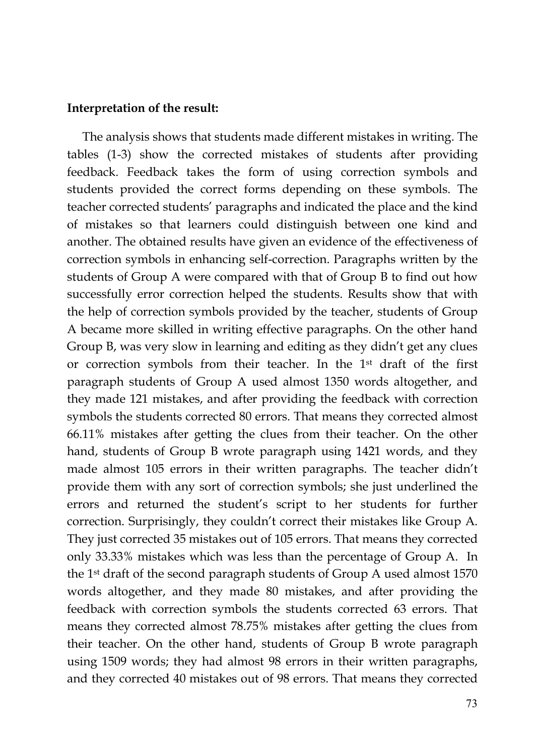**Interpretation of the result:**

The analysis shows that students made different mistakes in writing. The tables (1-3) show the corrected mistakes of students after providing feedback. Feedback takes the form of using correction symbols and students provided the correct forms depending on these symbols. The teacher corrected students' paragraphs and indicated the place and the kind of mistakes so that learners could distinguish between one kind and another. The obtained results have given an evidence of the effectiveness of correction symbols in enhancing self-correction. Paragraphs written by the students of Group A were compared with that of Group B to find out how successfully error correction helped the students. Results show that with the help of correction symbols provided by the teacher, students of Group A became more skilled in writing effective paragraphs. On the other hand Group B, was very slow in learning and editing as they didn't get any clues or correction symbols from their teacher. In the 1st draft of the first paragraph students of Group A used almost 1350 words altogether, and they made 121 mistakes, and after providing the feedback with correction symbols the students corrected 80 errors. That means they corrected almost 66.11% mistakes after getting the clues from their teacher. On the other hand, students of Group B wrote paragraph using 1421 words, and they made almost 105 errors in their written paragraphs. The teacher didn't provide them with any sort of correction symbols; she just underlined the errors and returned the student's script to her students for further correction. Surprisingly, they couldn't correct their mistakes like Group A. They just corrected 35 mistakes out of 105 errors. That means they corrected only 33.33% mistakes which was less than the percentage of Group A. In the 1st draft of the second paragraph students of Group A used almost 1570 words altogether, and they made 80 mistakes, and after providing the feedback with correction symbols the students corrected 63 errors. That means they corrected almost 78.75% mistakes after getting the clues from their teacher. On the other hand, students of Group B wrote paragraph using 1509 words; they had almost 98 errors in their written paragraphs, and they corrected 40 mistakes out of 98 errors. That means they corrected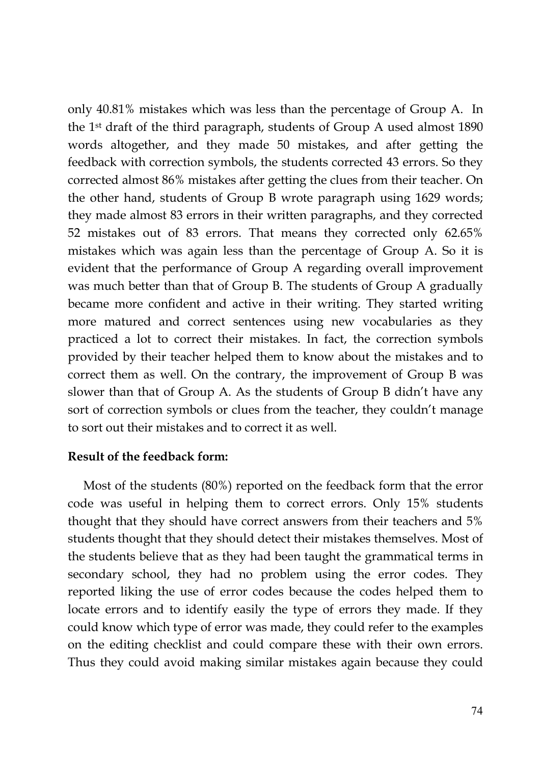only 40.81% mistakes which was less than the percentage of Group A. In the 1st draft of the third paragraph, students of Group A used almost 1890 words altogether, and they made 50 mistakes, and after getting the feedback with correction symbols, the students corrected 43 errors. So they corrected almost 86% mistakes after getting the clues from their teacher. On the other hand, students of Group B wrote paragraph using 1629 words; they made almost 83 errors in their written paragraphs, and they corrected 52 mistakes out of 83 errors. That means they corrected only 62.65% mistakes which was again less than the percentage of Group A. So it is evident that the performance of Group A regarding overall improvement was much better than that of Group B. The students of Group A gradually became more confident and active in their writing. They started writing more matured and correct sentences using new vocabularies as they practiced a lot to correct their mistakes. In fact, the correction symbols provided by their teacher helped them to know about the mistakes and to correct them as well. On the contrary, the improvement of Group B was slower than that of Group A. As the students of Group B didn't have any sort of correction symbols or clues from the teacher, they couldn't manage to sort out their mistakes and to correct it as well.

**Result of the feedback form:**

Most of the students (80%) reported on the feedback form that the error code was useful in helping them to correct errors. Only 15% students thought that they should have correct answers from their teachers and 5% students thought that they should detect their mistakes themselves. Most of the students believe that as they had been taught the grammatical terms in secondary school, they had no problem using the error codes. They reported liking the use of error codes because the codes helped them to locate errors and to identify easily the type of errors they made. If they could know which type of error was made, they could refer to the examples on the editing checklist and could compare these with their own errors. Thus they could avoid making similar mistakes again because they could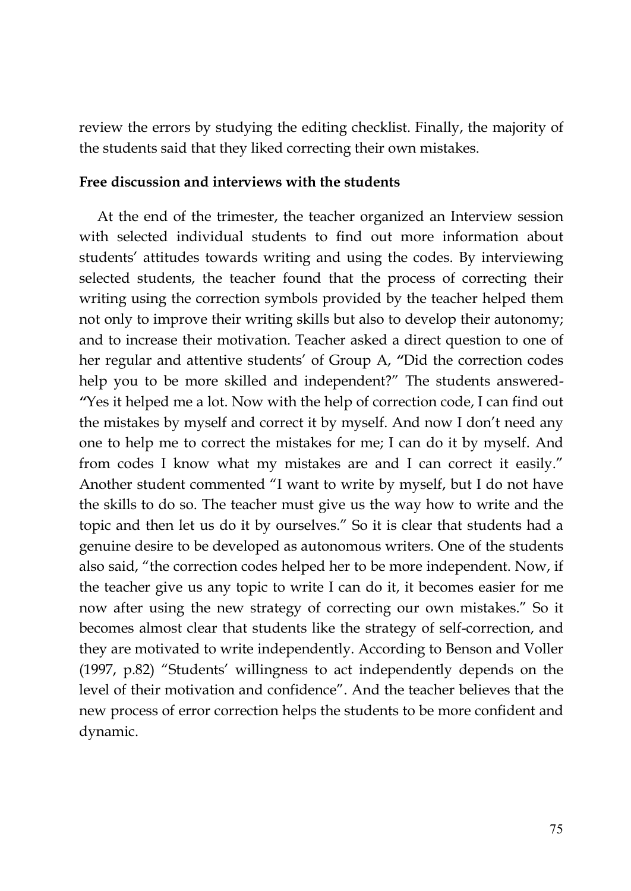review the errors by studying the editing checklist. Finally, the majority of the students said that they liked correcting their own mistakes.

**Free discussion and interviews with the students**

At the end of the trimester, the teacher organized an Interview session with selected individual students to find out more information about students' attitudes towards writing and using the codes. By interviewing selected students, the teacher found that the process of correcting their writing using the correction symbols provided by the teacher helped them not only to improve their writing skills but also to develop their autonomy; and to increase their motivation. Teacher asked a direct question to one of her regular and attentive students' of Group A, "Did the correction codes help you to be more skilled and independent?" The students answered- "Yes it helped me a lot. Now with the help of correction code, I can find out the mistakes by myself and correct it by myself. And now I don't need any one to help me to correct the mistakes for me; I can do it by myself. And from codes I know what my mistakes are and I can correct it easily." Another student commented "I want to write by myself, but I do not have the skills to do so. The teacher must give us the way how to write and the topic and then let us do it by ourselves." So it is clear that students had a genuine desire to be developed as autonomous writers. One of the students also said, "the correction codes helped her to be more independent. Now, if the teacher give us any topic to write I can do it, it becomes easier for me now after using the new strategy of correcting our own mistakes." So it becomes almost clear that students like the strategy of self-correction, and they are motivated to write independently. According to Benson and Voller (1997, p.82) "Students' willingness to act independently depends on the level of their motivation and confidence". And the teacher believes that the new process of error correction helps the students to be more confident and dynamic.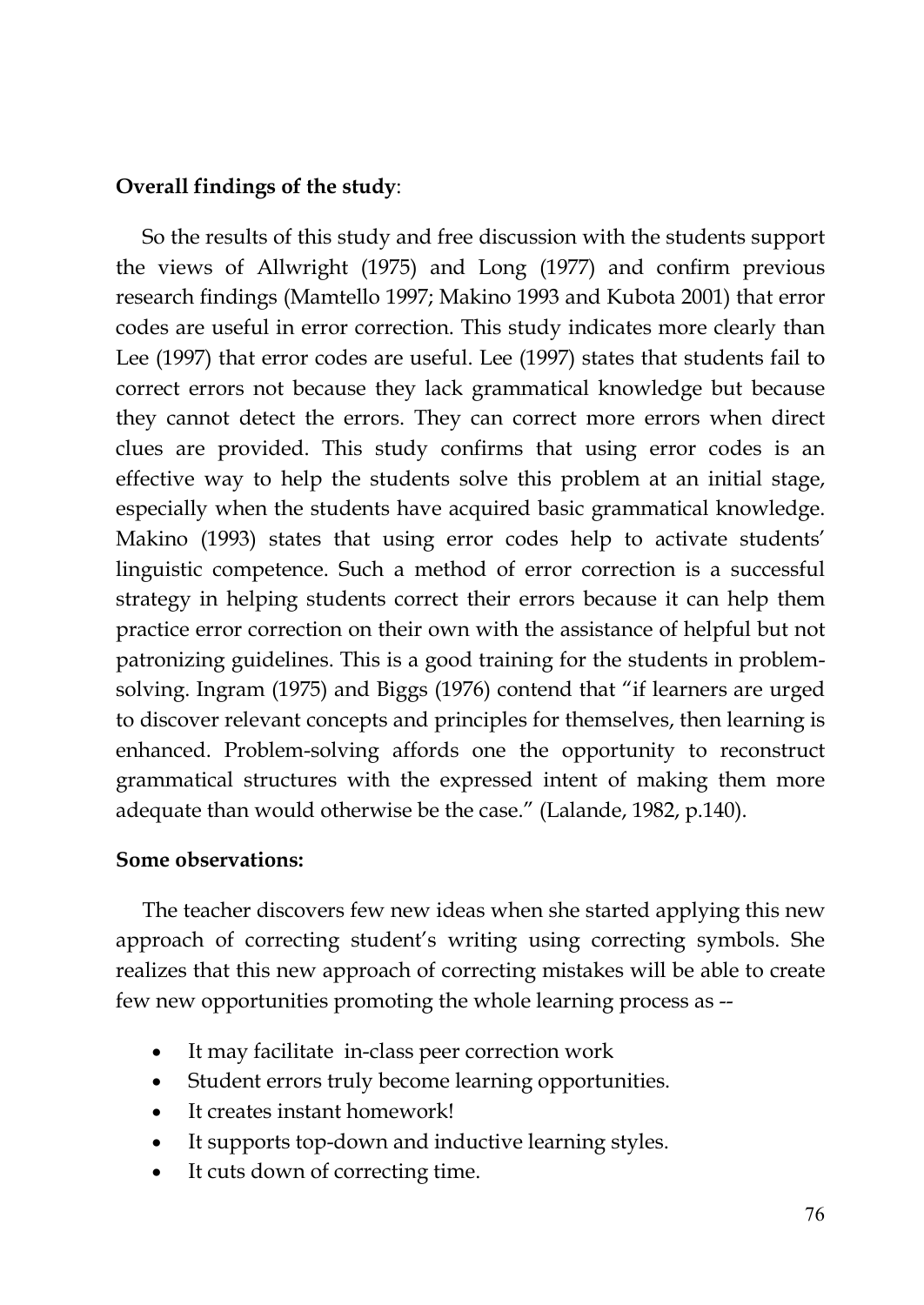**Overall findings of the study**:

So the results of this study and free discussion with the students support the views of Allwright (1975) and Long (1977) and confirm previous research findings (Mamtello 1997; Makino 1993 and Kubota 2001) that error codes are useful in error correction. This study indicates more clearly than Lee (1997) that error codes are useful. Lee (1997) states that students fail to correct errors not because they lack grammatical knowledge but because they cannot detect the errors. They can correct more errors when direct clues are provided. This study confirms that using error codes is an effective way to help the students solve this problem at an initial stage, especially when the students have acquired basic grammatical knowledge. Makino (1993) states that using error codes help to activate students' linguistic competence. Such a method of error correction is a successful strategy in helping students correct their errors because it can help them practice error correction on their own with the assistance of helpful but not patronizing guidelines. This is a good training for the students in problem-solving. Ingram (1975) and Biggs (1976) contend that "if learners are urged to discover relevant concepts and principles for themselves, then learning is enhanced. Problem-solving affords one the opportunity to reconstruct grammatical structures with the expressed intent of making them more adequate than would otherwise be the case." (Lalande, 1982, p.140).

**Some observations:**

The teacher discovers few new ideas when she started applying this new approach of correcting student's writing using correcting symbols. She realizes that this new approach of correcting mistakes will be able to create few new opportunities promoting the whole learning process as --

- It may facilitate in-class peer correction work
- Student errors truly become learning opportunities.
- It creates instant homework!
- It supports top-down and inductive learning styles.
- It cuts down of correcting time.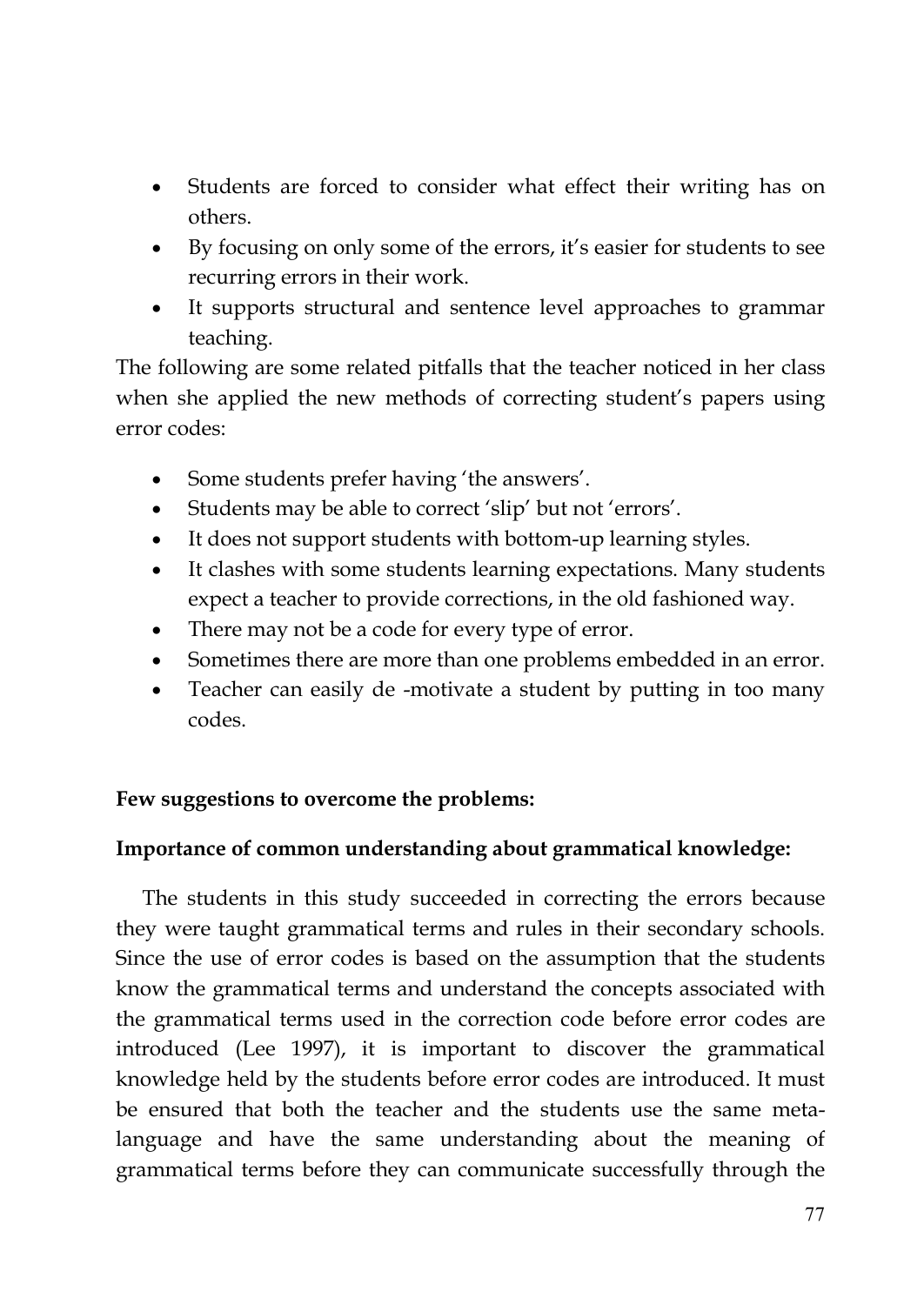- Students are forced to consider what effect their writing has on others.
- By focusing on only some of the errors, it's easier for students to see recurring errors in their work.
- It supports structural and sentence level approaches to grammar teaching.

The following are some related pitfalls that the teacher noticed in her class when she applied the new methods of correcting student's papers using error codes:

- Some students prefer having 'the answers'.
- Students may be able to correct 'slip' but not 'errors'.
- It does not support students with bottom-up learning styles.
- It clashes with some students learning expectations. Many students expect a teacher to provide corrections, in the old fashioned way.
- There may not be a code for every type of error.
- Sometimes there are more than one problems embedded in an error.
- Teacher can easily de -motivate a student by putting in too many codes.

**Few suggestions to overcome the problems:**

**Importance of common understanding about grammatical knowledge:**

The students in this study succeeded in correcting the errors because they were taught grammatical terms and rules in their secondary schools. Since the use of error codes is based on the assumption that the students know the grammatical terms and understand the concepts associated with the grammatical terms used in the correction code before error codes are introduced (Lee 1997), it is important to discover the grammatical knowledge held by the students before error codes are introduced. It must be ensured that both the teacher and the students use the same meta-language and have the same understanding about the meaning of grammatical terms before they can communicate successfully through the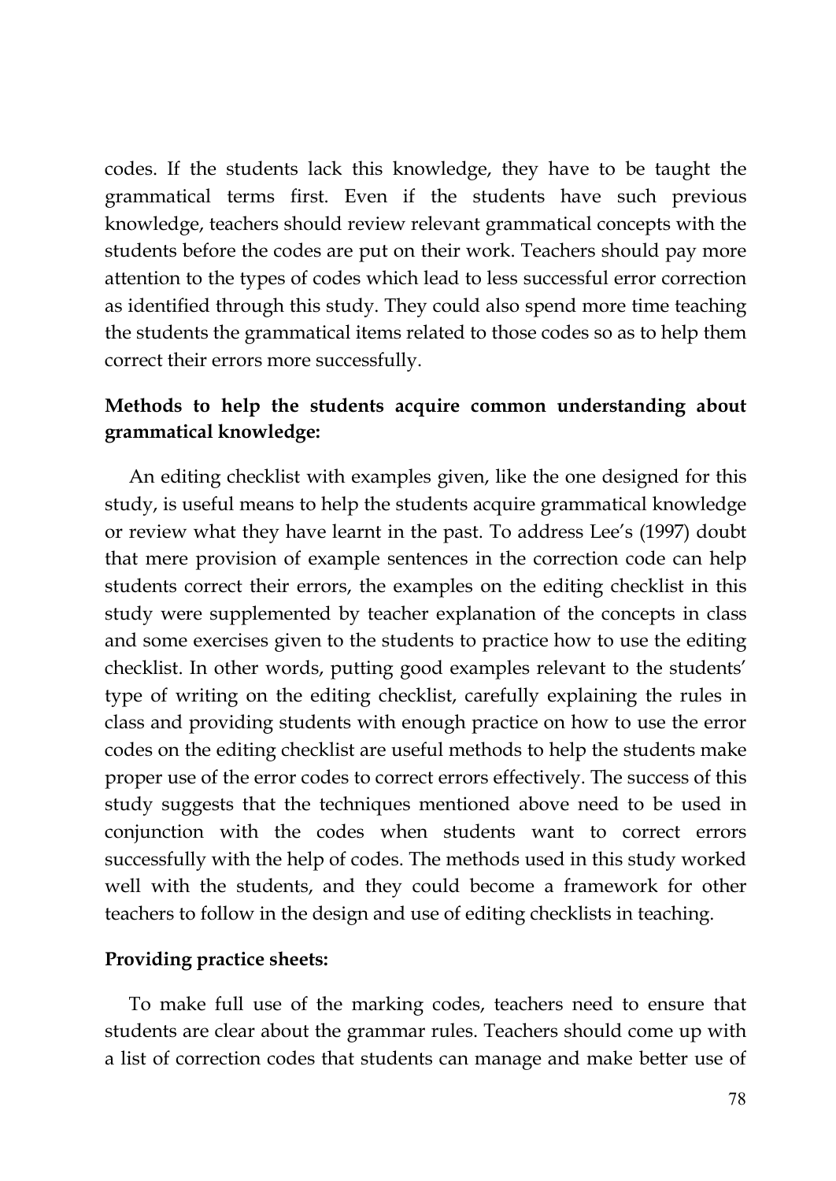codes. If the students lack this knowledge, they have to be taught the grammatical terms first. Even if the students have such previous knowledge, teachers should review relevant grammatical concepts with the students before the codes are put on their work. Teachers should pay more attention to the types of codes which lead to less successful error correction as identified through this study. They could also spend more time teaching the students the grammatical items related to those codes so as to help them correct their errors more successfully.

**Methods to help the students acquire common understanding about grammatical knowledge:**

An editing checklist with examples given, like the one designed for this study, is useful means to help the students acquire grammatical knowledge or review what they have learnt in the past. To address Lee's (1997) doubt that mere provision of example sentences in the correction code can help students correct their errors, the examples on the editing checklist in this study were supplemented by teacher explanation of the concepts in class and some exercises given to the students to practice how to use the editing checklist. In other words, putting good examples relevant to the students' type of writing on the editing checklist, carefully explaining the rules in class and providing students with enough practice on how to use the error codes on the editing checklist are useful methods to help the students make proper use of the error codes to correct errors effectively. The success of this study suggests that the techniques mentioned above need to be used in conjunction with the codes when students want to correct errors successfully with the help of codes. The methods used in this study worked well with the students, and they could become a framework for other teachers to follow in the design and use of editing checklists in teaching.

**Providing practice sheets:**

To make full use of the marking codes, teachers need to ensure that students are clear about the grammar rules. Teachers should come up with a list of correction codes that students can manage and make better use of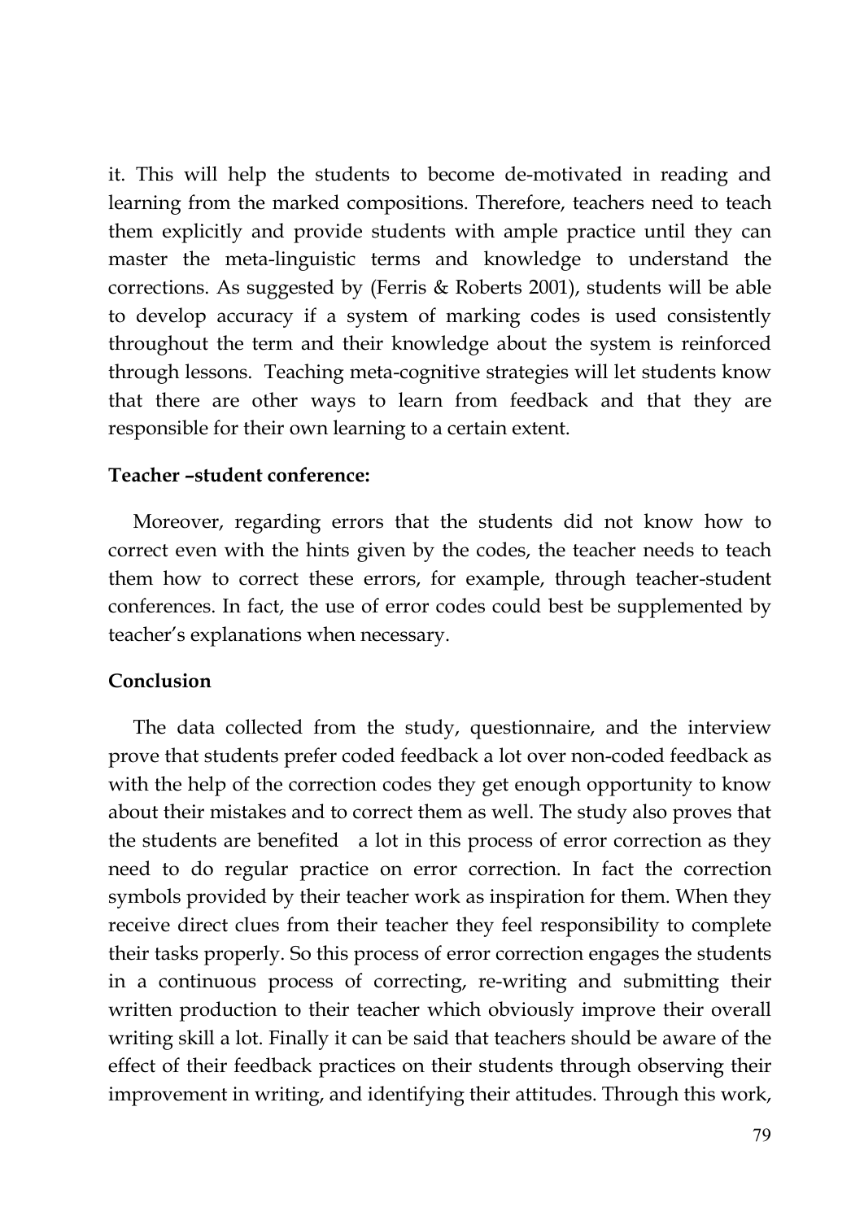it. This will help the students to become de-motivated in reading and learning from the marked compositions. Therefore, teachers need to teach them explicitly and provide students with ample practice until they can master the meta-linguistic terms and knowledge to understand the corrections. As suggested by (Ferris & Roberts 2001), students will be able to develop accuracy if a system of marking codes is used consistently throughout the term and their knowledge about the system is reinforced through lessons. Teaching meta-cognitive strategies will let students know that there are other ways to learn from feedback and that they are responsible for their own learning to a certain extent.

**Teacher –student conference:**

Moreover, regarding errors that the students did not know how to correct even with the hints given by the codes, the teacher needs to teach them how to correct these errors, for example, through teacher-student conferences. In fact, the use of error codes could best be supplemented by teacher's explanations when necessary.

**Conclusion**

The data collected from the study, questionnaire, and the interview prove that students prefer coded feedback a lot over non-coded feedback as with the help of the correction codes they get enough opportunity to know about their mistakes and to correct them as well. The study also proves that the students are benefited a lot in this process of error correction as they need to do regular practice on error correction. In fact the correction symbols provided by their teacher work as inspiration for them. When they receive direct clues from their teacher they feel responsibility to complete their tasks properly. So this process of error correction engages the students in a continuous process of correcting, re-writing and submitting their written production to their teacher which obviously improve their overall writing skill a lot. Finally it can be said that teachers should be aware of the effect of their feedback practices on their students through observing their improvement in writing, and identifying their attitudes. Through this work,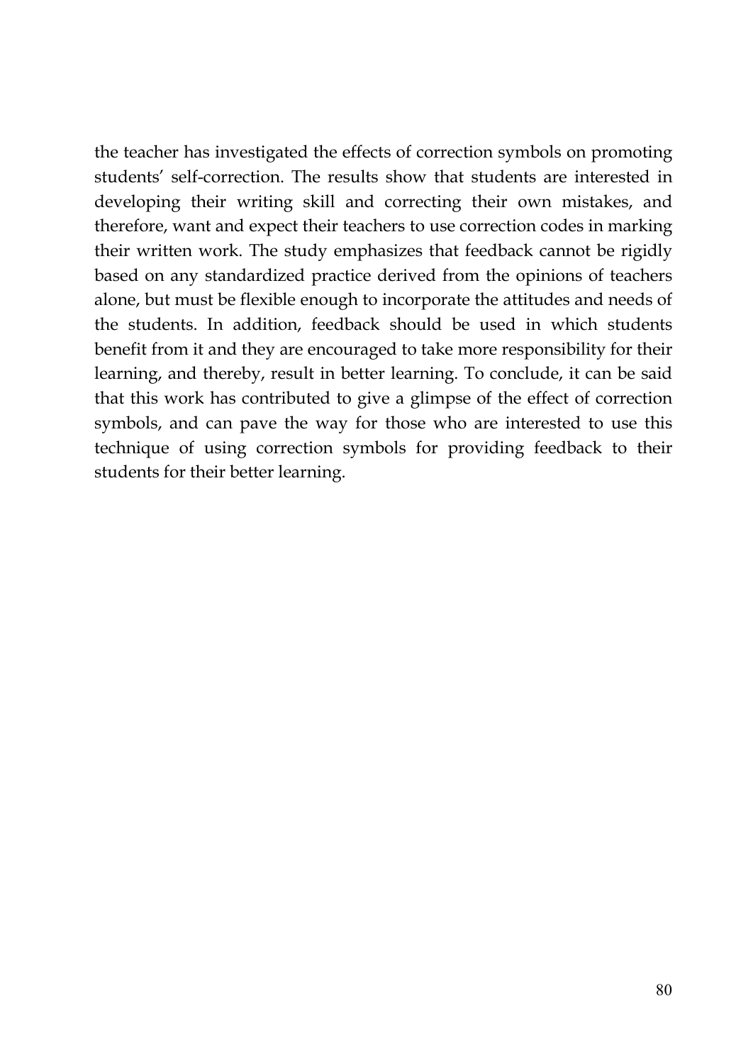the teacher has investigated the effects of correction symbols on promoting students' self-correction. The results show that students are interested in developing their writing skill and correcting their own mistakes, and therefore, want and expect their teachers to use correction codes in marking their written work. The study emphasizes that feedback cannot be rigidly based on any standardized practice derived from the opinions of teachers alone, but must be flexible enough to incorporate the attitudes and needs of the students. In addition, feedback should be used in which students benefit from it and they are encouraged to take more responsibility for their learning, and thereby, result in better learning. To conclude, it can be said that this work has contributed to give a glimpse of the effect of correction symbols, and can pave the way for those who are interested to use this technique of using correction symbols for providing feedback to their students for their better learning.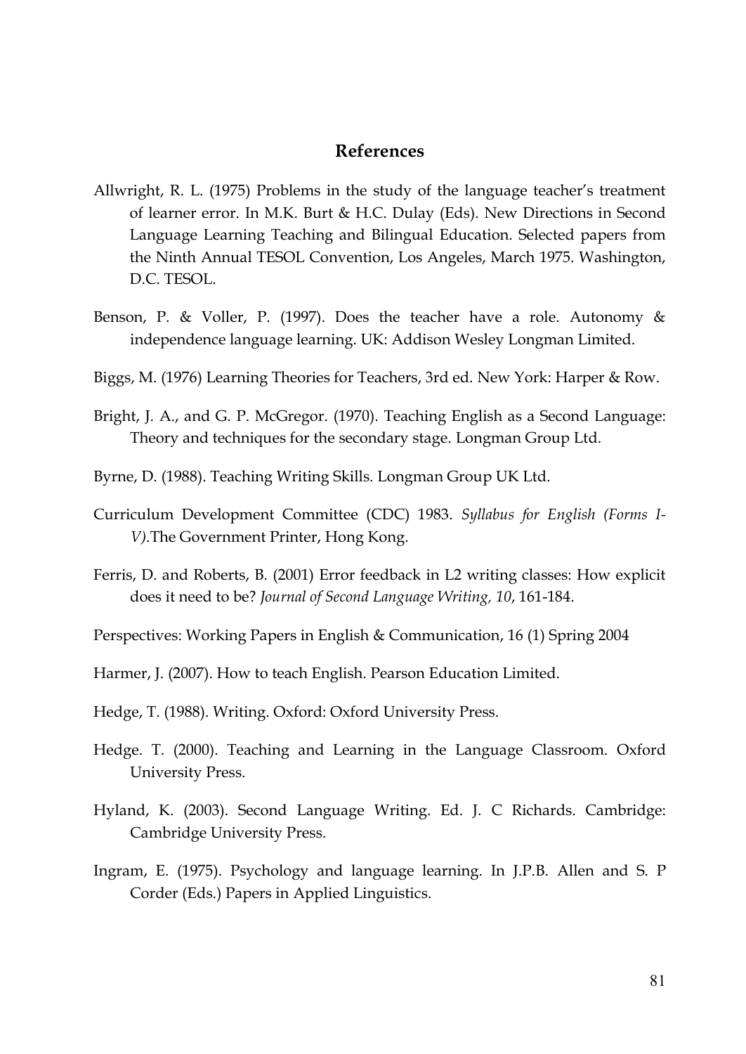## References

Allwright, R. L. (1975) Problems in the study of the language teacher's treatment of learner error. In M.K. Burt & H.C. Dulay (Eds). New Directions in Second Language Learning Teaching and Bilingual Education. Selected papers from the Ninth Annual TESOL Convention, Los Angeles, March 1975. Washington, D.C. TESOL.

Benson, P. & Voller, P. (1997). Does the teacher have a role. Autonomy & independence language learning. UK: Addison Wesley Longman Limited.

Biggs, M. (1976) Learning Theories for Teachers, 3rd ed. New York: Harper & Row.

Bright, J. A., and G. P. McGregor. (1970). Teaching English as a Second Language: Theory and techniques for the secondary stage. Longman Group Ltd.

Byrne, D. (1988). Teaching Writing Skills. Longman Group UK Ltd.

Curriculum Development Committee (CDC) 1983. *Syllabus for English (Forms I-V)*.The Government Printer, Hong Kong.

Ferris, D. and Roberts, B. (2001) Error feedback in L2 writing classes: How explicit does it need to be? *Journal of Second Language Writing, 10*, 161-184.

Perspectives: Working Papers in English & Communication, 16 (1) Spring 2004

Harmer, J. (2007). How to teach English. Pearson Education Limited.

Hedge, T. (1988). Writing. Oxford: Oxford University Press.

Hedge. T. (2000). Teaching and Learning in the Language Classroom. Oxford University Press.

Hyland, K. (2003). Second Language Writing. Ed. J. C Richards. Cambridge: Cambridge University Press.

Ingram, E. (1975). Psychology and language learning. In J.P.B. Allen and S. P Corder (Eds.) Papers in Applied Linguistics.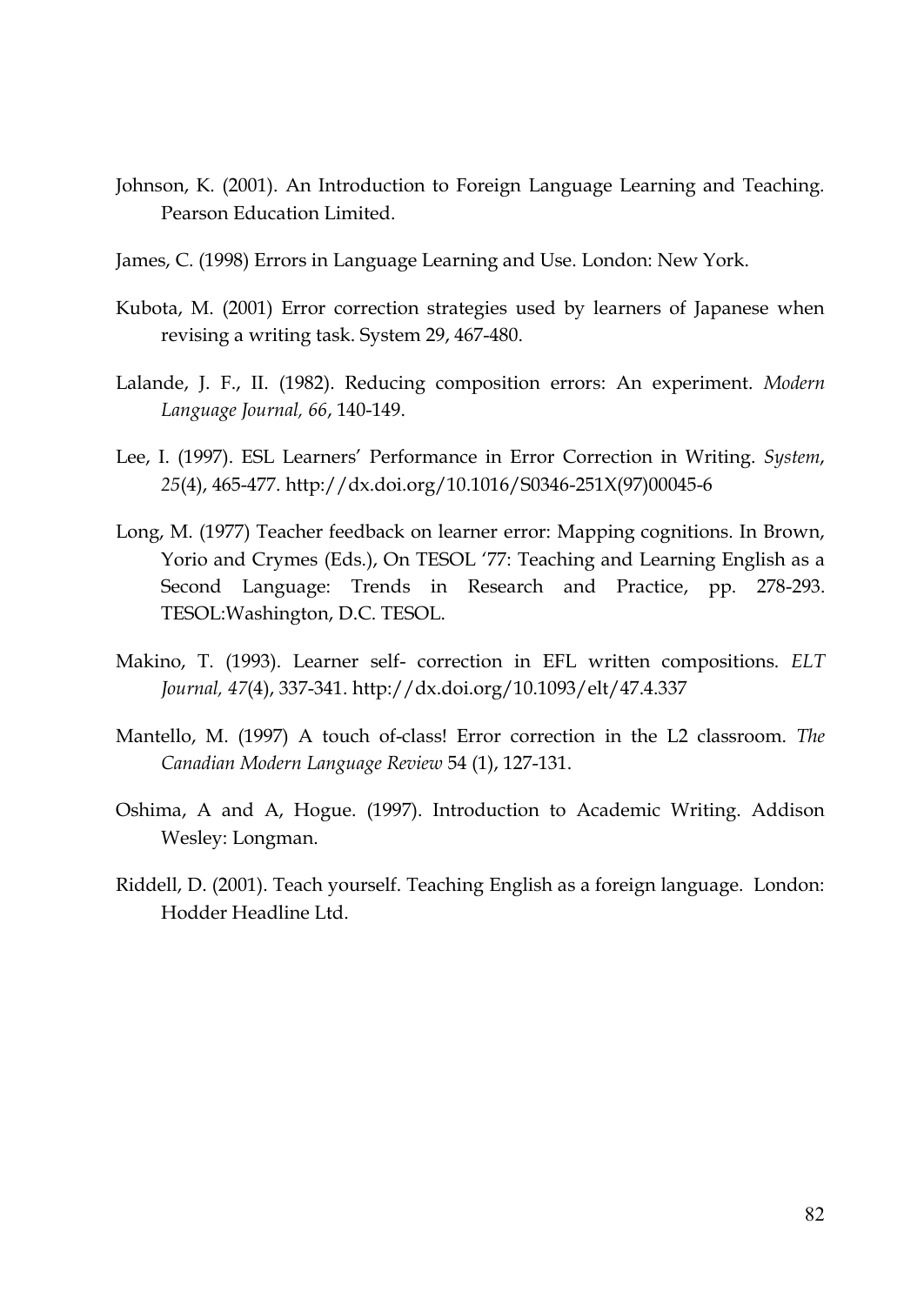Johnson, K. (2001). An Introduction to Foreign Language Learning and Teaching. Pearson Education Limited.

James, C. (1998) Errors in Language Learning and Use. London: New York.

Kubota, M. (2001) Error correction strategies used by learners of Japanese when revising a writing task. System 29, 467-480.

Lalande, J. F., II. (1982). Reducing composition errors: An experiment. *Modern Language Journal, 66*, 140-149.

Lee, I. (1997). ESL Learners' Performance in Error Correction in Writing. *System*, *25*(4), 465-477. http://dx.doi.org/10.1016/S0346-251X(97)00045-6

Long, M. (1977) Teacher feedback on learner error: Mapping cognitions. In Brown, Yorio and Crymes (Eds.), On TESOL '77: Teaching and Learning English as a Second Language: Trends in Research and Practice, pp. 278-293. TESOL:Washington, D.C. TESOL.

Makino, T. (1993). Learner self- correction in EFL written compositions. *ELT Journal, 47*(4), 337-341. http://dx.doi.org/10.1093/elt/47.4.337

Mantello, M. (1997) A touch of-class! Error correction in the L2 classroom. *The Canadian Modern Language Review* 54 (1), 127-131.

Oshima, A and A, Hogue. (1997). Introduction to Academic Writing. Addison Wesley: Longman.

Riddell, D. (2001). Teach yourself. Teaching English as a foreign language. London: Hodder Headline Ltd.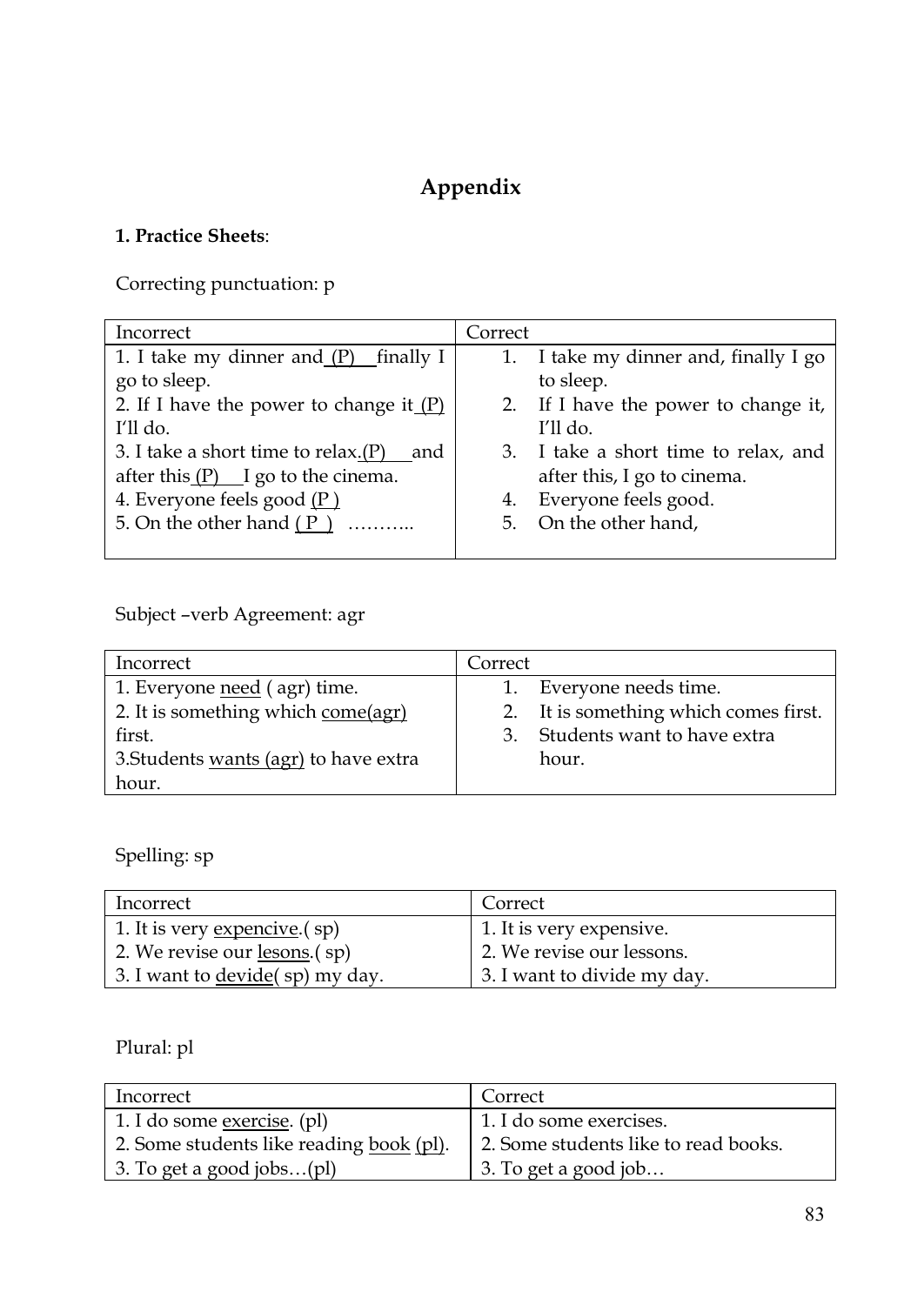# Appendix

**1. Practice Sheets**:

Correcting punctuation: p

| Incorrect | Correct |
|---|---|
| 1. I take my dinner and (P) finally I go to sleep.<br>2. If I have the power to change it (P) I'll do.<br>3. I take a short time to relax.(P) and after this (P) I go to the cinema.<br>4. Everyone feels good (P )<br>5. On the other hand ( P ) ……….. | 1. I take my dinner and, finally I go to sleep.<br>2. If I have the power to change it, I'll do.<br>3. I take a short time to relax, and after this, I go to cinema.<br>4. Everyone feels good.<br>5. On the other hand, |

Subject –verb Agreement: agr

| Incorrect | Correct |
|---|---|
| 1. Everyone need ( agr) time.<br>2. It is something which come(agr) first.<br>3.Students wants (agr) to have extra hour. | 1. Everyone needs time.<br>2. It is something which comes first.<br>3. Students want to have extra hour. |

Spelling: sp

| Incorrect | Correct |
|---|---|
| 1. It is very expencive.( sp) | 1. It is very expensive. |
| 2. We revise our lesons.( sp) | 2. We revise our lessons. |
| 3. I want to devide( sp) my day. | 3. I want to divide my day. |

Plural: pl

| Incorrect | Correct |
|---|---|
| 1. I do some exercise. (pl) | 1. I do some exercises. |
| 2. Some students like reading book (pl). | 2. Some students like to read books. |
| 3. To get a good jobs…(pl) | 3. To get a good job… |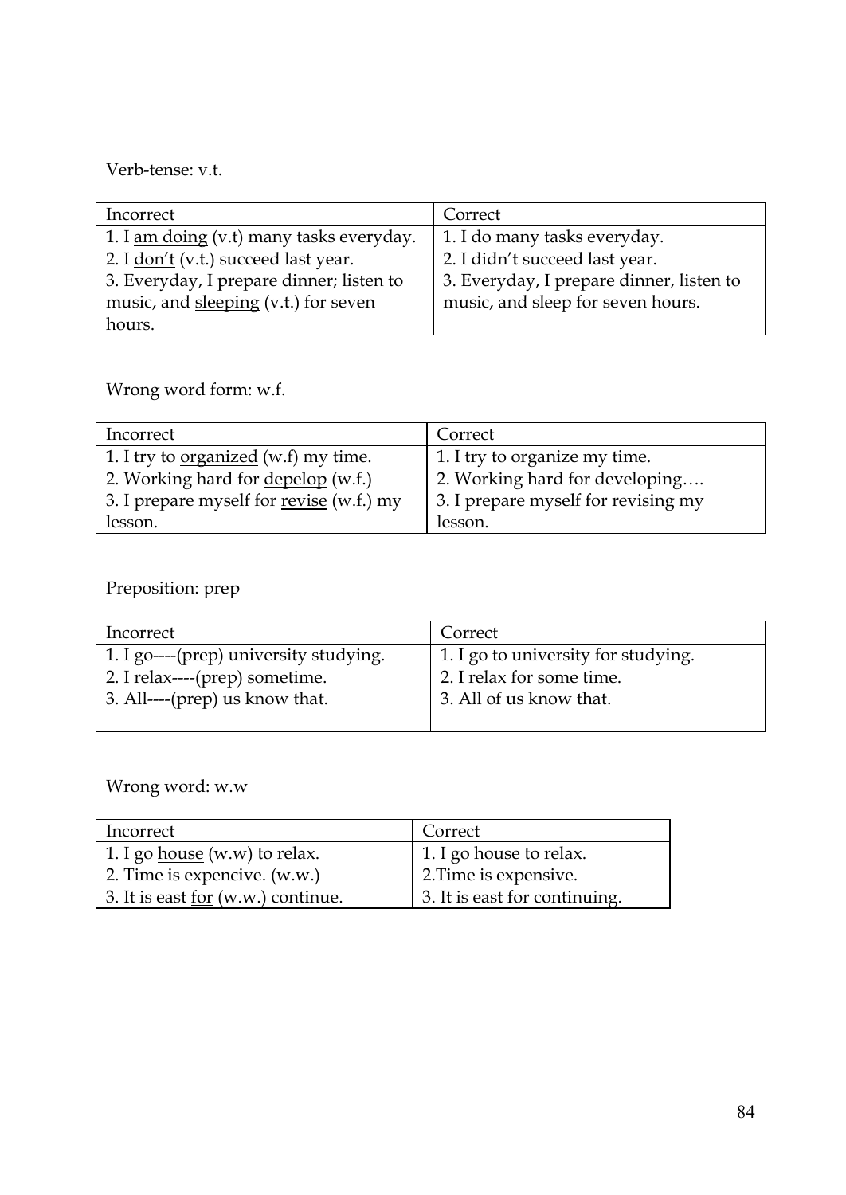Verb-tense: v.t.

| Incorrect | Correct |
| --- | --- |
| 1. I <u>am doing</u> (v.t) many tasks everyday.<br>2. I <u>don't</u> (v.t.) succeed last year.<br>3. Everyday, I prepare dinner; listen to music, and <u>sleeping</u> (v.t.) for seven hours. | 1. I do many tasks everyday.<br>2. I didn't succeed last year.<br>3. Everyday, I prepare dinner, listen to music, and sleep for seven hours. |

Wrong word form: w.f.

| Incorrect | Correct |
| --- | --- |
| 1. I try to <u>organized</u> (w.f) my time.<br>2. Working hard for <u>depelop</u> (w.f.)<br>3. I prepare myself for <u>revise</u> (w.f.) my lesson. | 1. I try to organize my time.<br>2. Working hard for developing….<br>3. I prepare myself for revising my lesson. |

Preposition: prep

| Incorrect | Correct |
| --- | --- |
| 1. I go----(prep) university studying.<br>2. I relax----(prep) sometime.<br>3. All----(prep) us know that. | 1. I go to university for studying.<br>2. I relax for some time.<br>3. All of us know that. |

Wrong word: w.w

| Incorrect | Correct |
| --- | --- |
| 1. I go <u>house</u> (w.w) to relax.<br>2. Time is <u>expencive</u>. (w.w.)<br>3. It is east <u>for</u> (w.w.) continue. | 1. I go house to relax.<br>2.Time is expensive.<br>3. It is east for continuing. |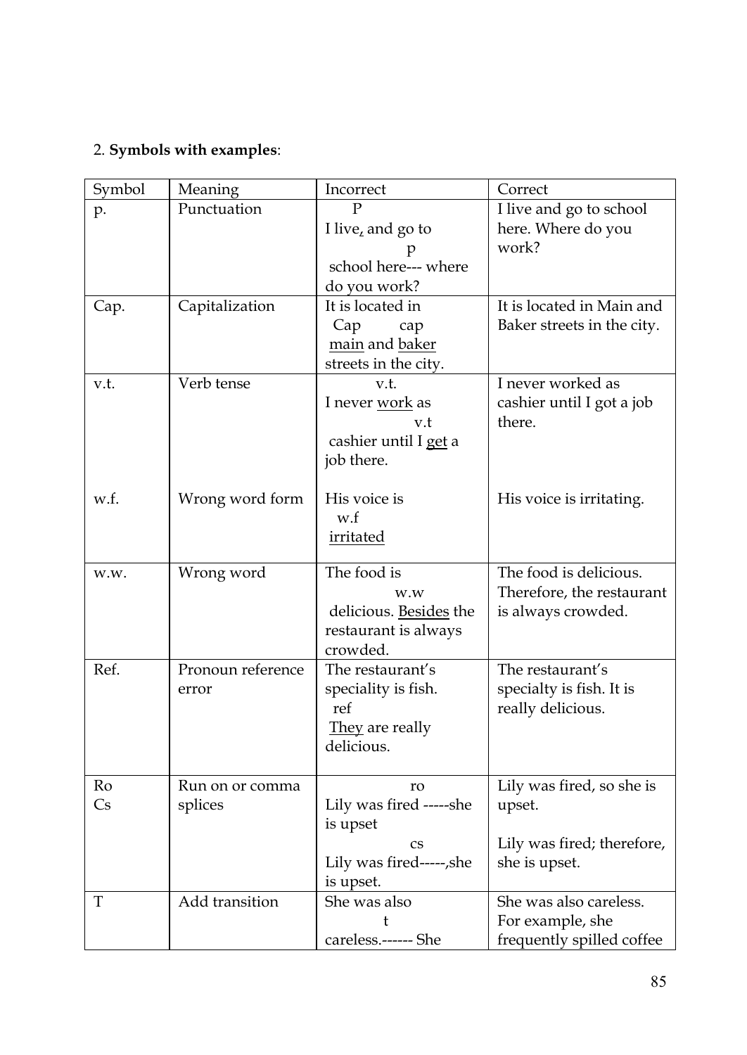2. **Symbols with examples**:

| Symbol | Meaning | Incorrect | Correct |
|---|---|---|---|
| p. | Punctuation | P<br>I live, and go to<br>p<br>school here--- where do you work? | I live and go to school here. Where do you work? |
| Cap. | Capitalization | It is located in<br>Cap cap<br>main and baker streets in the city. | It is located in Main and Baker streets in the city. |
| v.t.<br><br>w.f. | Verb tense<br><br>Wrong word form | v.t.<br>I never work as<br>v.t<br>cashier until I get a job there.<br><br>His voice is<br>w.f<br>irritated | I never worked as cashier until I got a job there.<br><br>His voice is irritating. |
| w.w. | Wrong word | The food is<br>w.w<br>delicious. Besides the restaurant is always crowded. | The food is delicious. Therefore, the restaurant is always crowded. |
| Ref. | Pronoun reference error | The restaurant's speciality is fish.<br>ref<br>They are really delicious. | The restaurant's specialty is fish. It is really delicious. |
| Ro<br>Cs | Run on or comma splices | ro<br>Lily was fired -----she is upset<br>cs<br>Lily was fired-----,she is upset. | Lily was fired, so she is upset.<br><br>Lily was fired; therefore, she is upset. |
| T | Add transition | She was also<br>t<br>careless.------ She | She was also careless. For example, she frequently spilled coffee |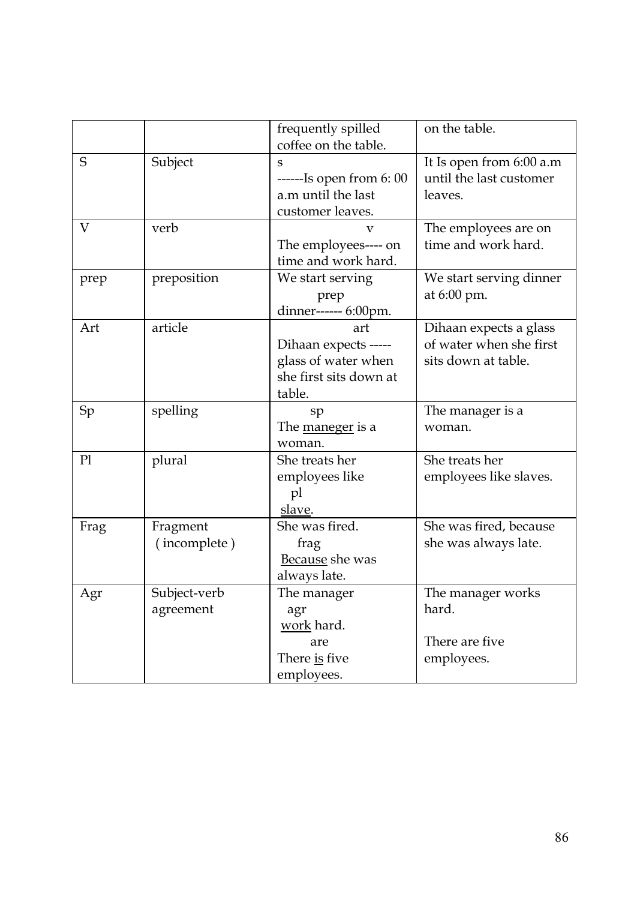| | | | |
|---|---|---|---|
| | | frequently spilled coffee on the table. | on the table. |
| S | Subject | s ------Is open from 6: 00 a.m until the last customer leaves. | It Is open from 6:00 a.m until the last customer leaves. |
| V | verb | v The employees---- on time and work hard. | The employees are on time and work hard. |
| prep | preposition | We start serving prep dinner------ 6:00pm. | We start serving dinner at 6:00 pm. |
| Art | article | art Dihaan expects ----- glass of water when she first sits down at table. | Dihaan expects a glass of water when she first sits down at table. |
| Sp | spelling | sp The <u>maneger</u> is a woman. | The manager is a woman. |
| Pl | plural | She treats her employees like pl <u>slave</u>. | She treats her employees like slaves. |
| Frag | Fragment ( incomplete ) | She was fired. frag <u>Because</u> she was always late. | She was fired, because she was always late. |
| Agr | Subject-verb agreement | The manager agr <u>work</u> hard. are There <u>is</u> five employees. | The manager works hard. There are five employees. |